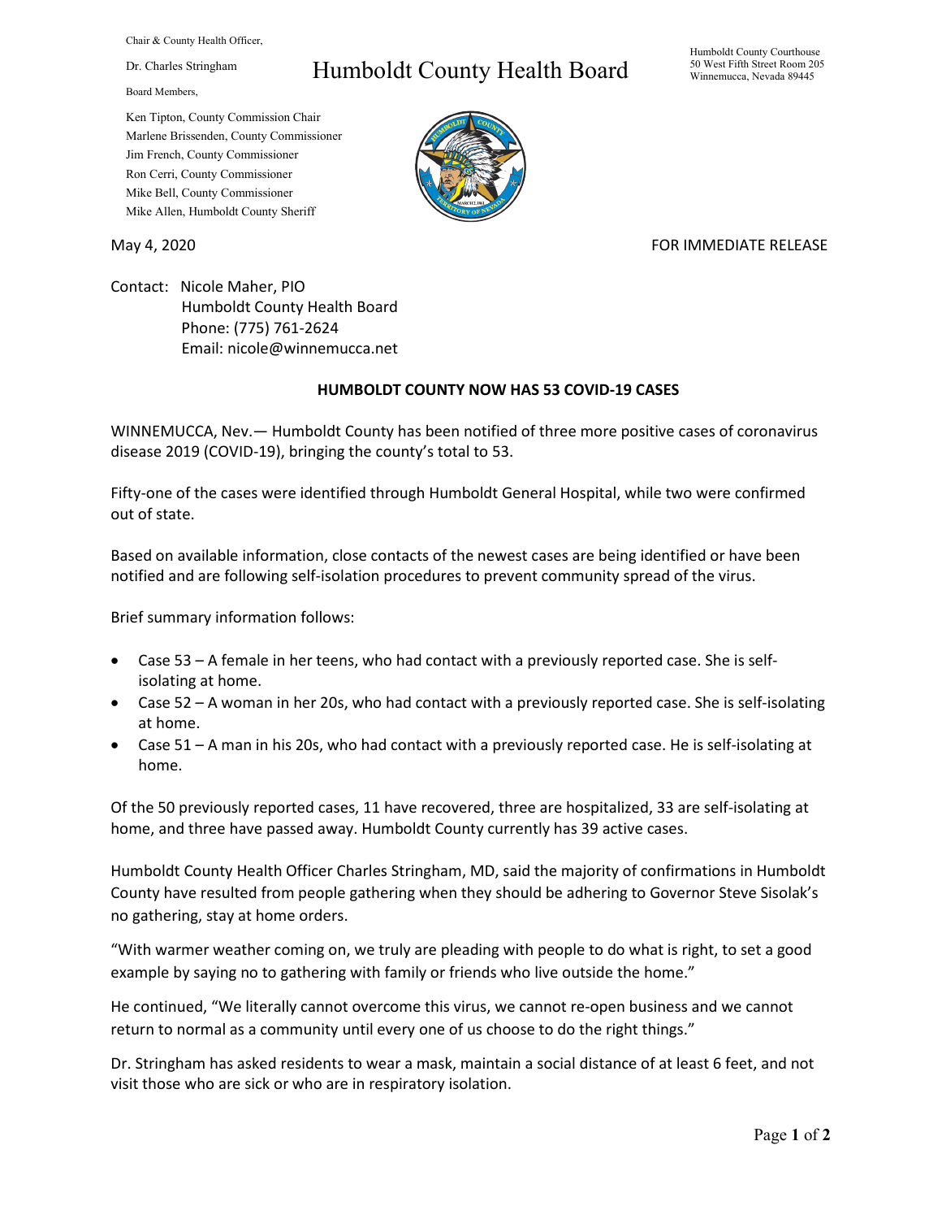Chair & County Health Officer,

Dr. Charles Stringham

Board Members,

Ken Tipton, County Commission Chair
Marlene Brissenden, County Commissioner
Jim French, County Commissioner
Ron Cerri, County Commissioner
Mike Bell, County Commissioner
Mike Allen, Humboldt County Sheriff

# Humboldt County Health Board

Humboldt County Courthouse
50 West Fifth Street Room 205
Winnemucca, Nevada 89445

May 4, 2020

FOR IMMEDIATE RELEASE

Contact: Nicole Maher, PIO
Humboldt County Health Board
Phone: (775) 761-2624
Email: nicole@winnemucca.net

## HUMBOLDT COUNTY NOW HAS 53 COVID-19 CASES

WINNEMUCCA, Nev.— Humboldt County has been notified of three more positive cases of coronavirus disease 2019 (COVID-19), bringing the county's total to 53.

Fifty-one of the cases were identified through Humboldt General Hospital, while two were confirmed out of state.

Based on available information, close contacts of the newest cases are being identified or have been notified and are following self-isolation procedures to prevent community spread of the virus.

Brief summary information follows:

- Case 53 – A female in her teens, who had contact with a previously reported case. She is self-isolating at home.
- Case 52 – A woman in her 20s, who had contact with a previously reported case. She is self-isolating at home.
- Case 51 – A man in his 20s, who had contact with a previously reported case. He is self-isolating at home.

Of the 50 previously reported cases, 11 have recovered, three are hospitalized, 33 are self-isolating at home, and three have passed away. Humboldt County currently has 39 active cases.

Humboldt County Health Officer Charles Stringham, MD, said the majority of confirmations in Humboldt County have resulted from people gathering when they should be adhering to Governor Steve Sisolak's no gathering, stay at home orders.

"With warmer weather coming on, we truly are pleading with people to do what is right, to set a good example by saying no to gathering with family or friends who live outside the home."

He continued, "We literally cannot overcome this virus, we cannot re-open business and we cannot return to normal as a community until every one of us choose to do the right things."

Dr. Stringham has asked residents to wear a mask, maintain a social distance of at least 6 feet, and not visit those who are sick or who are in respiratory isolation.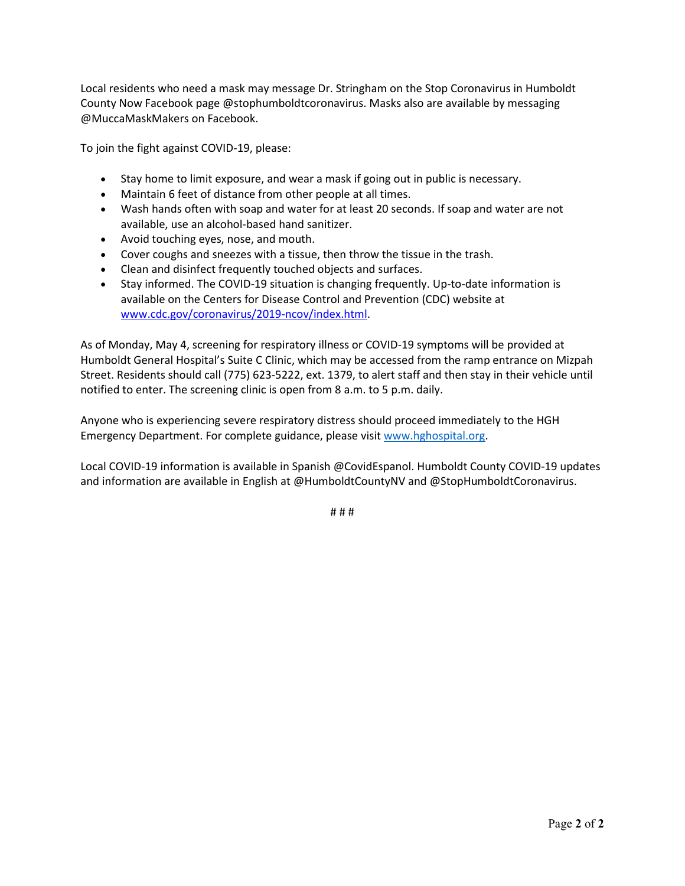Local residents who need a mask may message Dr. Stringham on the Stop Coronavirus in Humboldt County Now Facebook page @stophumboldtcoronavirus. Masks also are available by messaging @MuccaMaskMakers on Facebook.

To join the fight against COVID-19, please:

- Stay home to limit exposure, and wear a mask if going out in public is necessary.
- Maintain 6 feet of distance from other people at all times.
- Wash hands often with soap and water for at least 20 seconds. If soap and water are not available, use an alcohol-based hand sanitizer.
- Avoid touching eyes, nose, and mouth.
- Cover coughs and sneezes with a tissue, then throw the tissue in the trash.
- Clean and disinfect frequently touched objects and surfaces.
- Stay informed. The COVID-19 situation is changing frequently. Up-to-date information is available on the Centers for Disease Control and Prevention (CDC) website at [www.cdc.gov/coronavirus/2019-ncov/index.html](http://www.cdc.gov/coronavirus/2019-ncov/index.html).

As of Monday, May 4, screening for respiratory illness or COVID-19 symptoms will be provided at Humboldt General Hospital's Suite C Clinic, which may be accessed from the ramp entrance on Mizpah Street. Residents should call (775) 623-5222, ext. 1379, to alert staff and then stay in their vehicle until notified to enter. The screening clinic is open from 8 a.m. to 5 p.m. daily.

Anyone who is experiencing severe respiratory distress should proceed immediately to the HGH Emergency Department. For complete guidance, please visit [www.hghospital.org](http://www.hghospital.org).

Local COVID-19 information is available in Spanish @CovidEspanol. Humboldt County COVID-19 updates and information are available in English at @HumboldtCountyNV and @StopHumboldtCoronavirus.

# # #